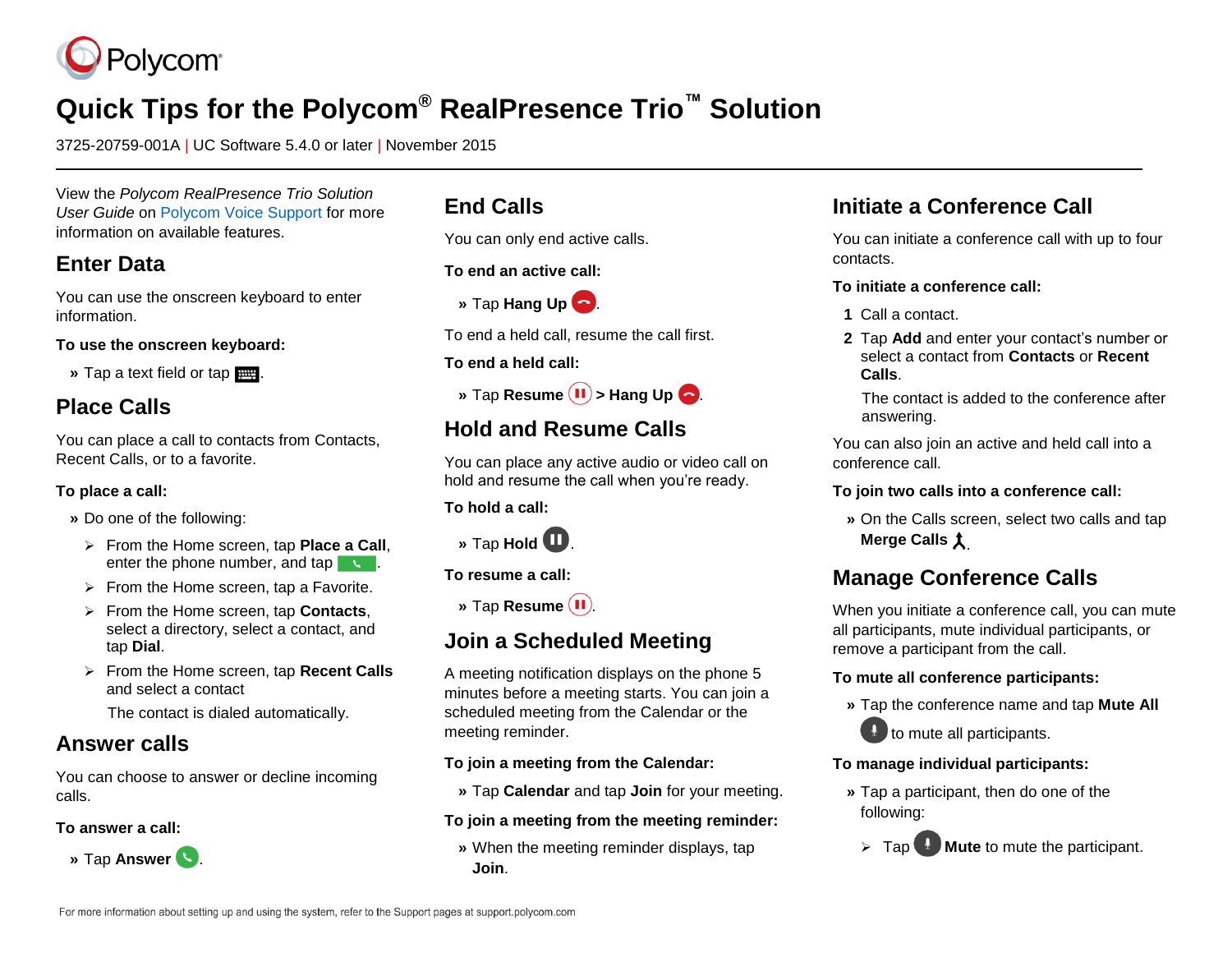Polycom

# Quick Tips for the Polycom® RealPresence Trio™ Solution

3725-20759-001A | UC Software 5.4.0 or later | November 2015

View the *Polycom RealPresence Trio Solution User Guide* on Polycom Voice Support for more information on available features.

## Enter Data

You can use the onscreen keyboard to enter information.

**To use the onscreen keyboard:**

» Tap a text field or tap .

## Place Calls

You can place a call to contacts from Contacts, Recent Calls, or to a favorite.

**To place a call:**

» Do one of the following:

- From the Home screen, tap **Place a Call**, enter the phone number, and tap .
- From the Home screen, tap a Favorite.
- From the Home screen, tap **Contacts**, select a directory, select a contact, and tap **Dial**.
- From the Home screen, tap **Recent Calls** and select a contact

  The contact is dialed automatically.

## Answer calls

You can choose to answer or decline incoming calls.

**To answer a call:**

» Tap **Answer** .

## End Calls

You can only end active calls.

**To end an active call:**

» Tap **Hang Up** .

To end a held call, resume the call first.

**To end a held call:**

» Tap **Resume** > **Hang Up** .

## Hold and Resume Calls

You can place any active audio or video call on hold and resume the call when you're ready.

**To hold a call:**

» Tap **Hold** .

**To resume a call:**

» Tap **Resume** .

## Join a Scheduled Meeting

A meeting notification displays on the phone 5 minutes before a meeting starts. You can join a scheduled meeting from the Calendar or the meeting reminder.

**To join a meeting from the Calendar:**

» Tap **Calendar** and tap **Join** for your meeting.

**To join a meeting from the meeting reminder:**

» When the meeting reminder displays, tap **Join**.

## Initiate a Conference Call

You can initiate a conference call with up to four contacts.

**To initiate a conference call:**

1. Call a contact.
2. Tap **Add** and enter your contact's number or select a contact from **Contacts** or **Recent Calls**.

   The contact is added to the conference after answering.

You can also join an active and held call into a conference call.

**To join two calls into a conference call:**

» On the Calls screen, select two calls and tap **Merge Calls** .

## Manage Conference Calls

When you initiate a conference call, you can mute all participants, mute individual participants, or remove a participant from the call.

**To mute all conference participants:**

» Tap the conference name and tap **Mute All** to mute all participants.

**To manage individual participants:**

» Tap a participant, then do one of the following:

- Tap **Mute** to mute the participant.

For more information about setting up and using the system, refer to the Support pages at support.polycom.com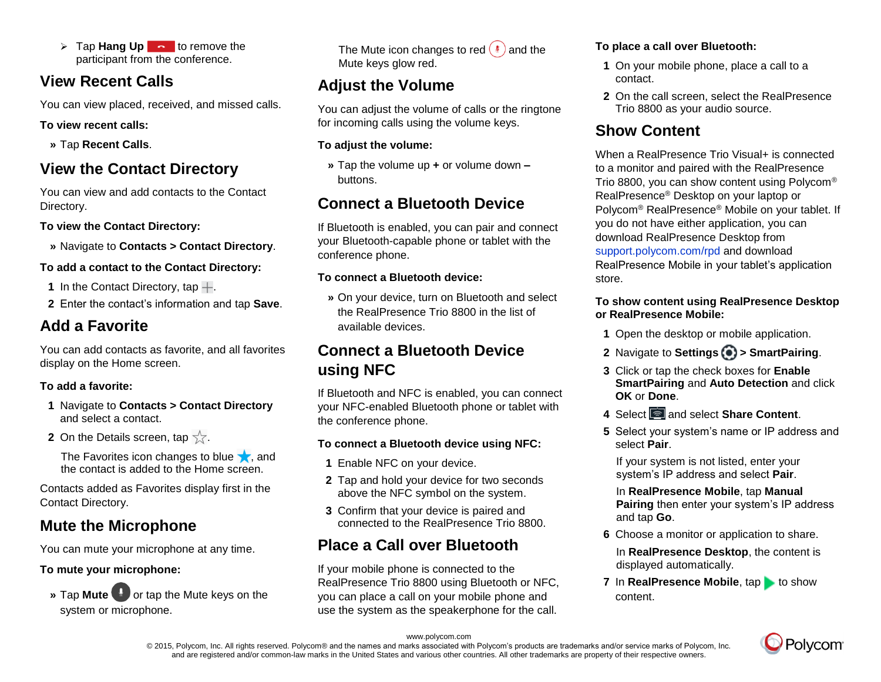- Tap **Hang Up** to remove the participant from the conference.

## View Recent Calls

You can view placed, received, and missed calls.

**To view recent calls:**

» Tap **Recent Calls**.

## View the Contact Directory

You can view and add contacts to the Contact Directory.

**To view the Contact Directory:**

» Navigate to **Contacts > Contact Directory**.

**To add a contact to the Contact Directory:**

1 In the Contact Directory, tap +.
2 Enter the contact's information and tap **Save**.

## Add a Favorite

You can add contacts as favorite, and all favorites display on the Home screen.

**To add a favorite:**

1 Navigate to **Contacts > Contact Directory** and select a contact.
2 On the Details screen, tap ☆.

   The Favorites icon changes to blue ★, and the contact is added to the Home screen.

Contacts added as Favorites display first in the Contact Directory.

## Mute the Microphone

You can mute your microphone at any time.

**To mute your microphone:**

» Tap **Mute** or tap the Mute keys on the system or microphone.

The Mute icon changes to red and the Mute keys glow red.

## Adjust the Volume

You can adjust the volume of calls or the ringtone for incoming calls using the volume keys.

**To adjust the volume:**

» Tap the volume up **+** or volume down **–** buttons.

## Connect a Bluetooth Device

If Bluetooth is enabled, you can pair and connect your Bluetooth-capable phone or tablet with the conference phone.

**To connect a Bluetooth device:**

» On your device, turn on Bluetooth and select the RealPresence Trio 8800 in the list of available devices.

## Connect a Bluetooth Device using NFC

If Bluetooth and NFC is enabled, you can connect your NFC-enabled Bluetooth phone or tablet with the conference phone.

**To connect a Bluetooth device using NFC:**

1 Enable NFC on your device.
2 Tap and hold your device for two seconds above the NFC symbol on the system.
3 Confirm that your device is paired and connected to the RealPresence Trio 8800.

## Place a Call over Bluetooth

If your mobile phone is connected to the RealPresence Trio 8800 using Bluetooth or NFC, you can place a call on your mobile phone and use the system as the speakerphone for the call.

**To place a call over Bluetooth:**

1 On your mobile phone, place a call to a contact.
2 On the call screen, select the RealPresence Trio 8800 as your audio source.

## Show Content

When a RealPresence Trio Visual+ is connected to a monitor and paired with the RealPresence Trio 8800, you can show content using Polycom® RealPresence® Desktop on your laptop or Polycom® RealPresence® Mobile on your tablet. If you do not have either application, you can download RealPresence Desktop from support.polycom.com/rpd and download RealPresence Mobile in your tablet's application store.

**To show content using RealPresence Desktop or RealPresence Mobile:**

1 Open the desktop or mobile application.
2 Navigate to **Settings** **> SmartPairing**.
3 Click or tap the check boxes for **Enable SmartPairing** and **Auto Detection** and click **OK** or **Done**.
4 Select and select **Share Content**.
5 Select your system's name or IP address and select **Pair**.

   If your system is not listed, enter your system's IP address and select **Pair**.

   In **RealPresence Mobile**, tap **Manual Pairing** then enter your system's IP address and tap **Go**.
6 Choose a monitor or application to share.

   In **RealPresence Desktop**, the content is displayed automatically.
7 In **RealPresence Mobile**, tap ▶ to show content.

www.polycom.com

© 2015, Polycom, Inc. All rights reserved. Polycom® and the names and marks associated with Polycom's products are trademarks and/or service marks of Polycom, Inc. and are registered and/or common-law marks in the United States and various other countries. All other trademarks are property of their respective owners.